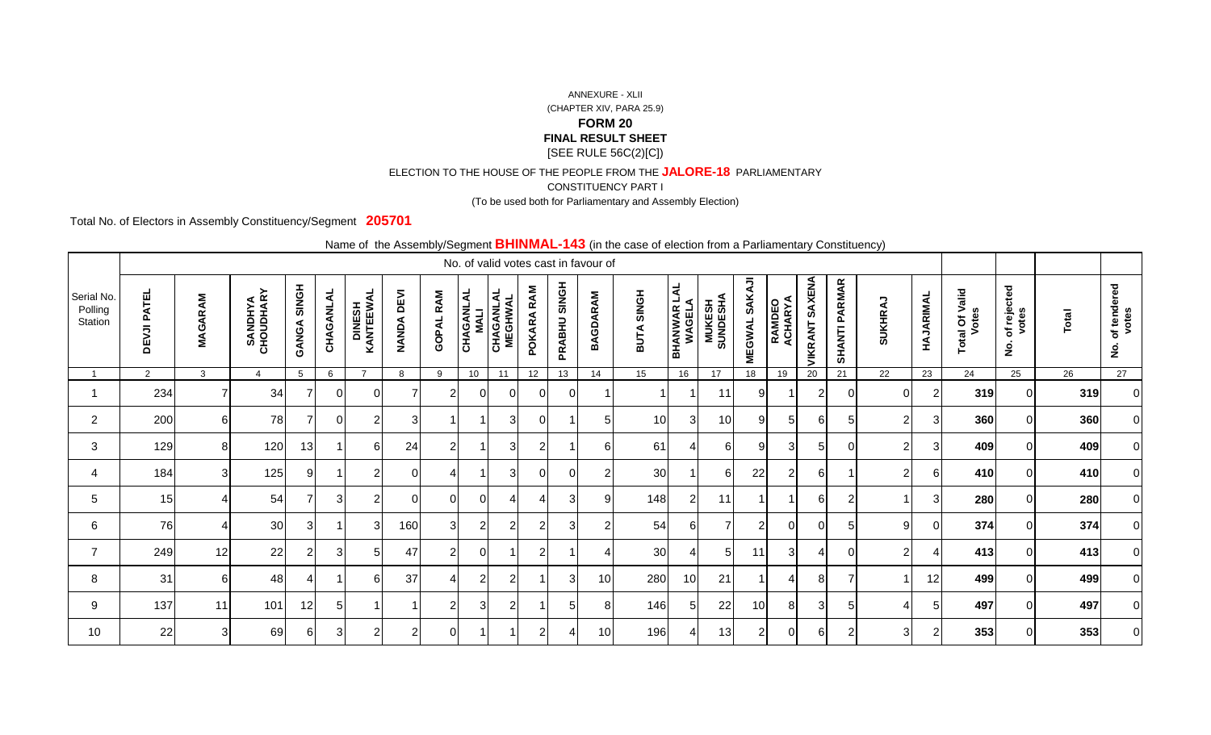ANNEXURE - XLII

(CHAPTER XIV, PARA 25.9)

**FORM 20**

**FINAL RESULT SHEET**

[SEE RULE 56C(2)[C])

ELECTION TO THE HOUSE OF THE PEOPLE FROM THE **JALORE-18** PARLIAMENTARY

CONSTITUENCY PART I

(To be used both for Parliamentary and Assembly Election)

Total No. of Electors in Assembly Constituency/Segment **205701**

Name of the Assembly/Segment **BHINMAL-143** (in the case of election from a Parliamentary Constituency)

| Serial No. Polling Station | No. of valid votes cast in favour of | | | | | | | | | | | | | | | | | | | | | | Total Of Valid Votes | No. of rejected votes | Total | No. of tendered votes |
|---|---|---|---|---|---|---|---|---|---|---|---|---|---|---|---|---|---|---|---|---|---|---|---|---|---|---|
| | DEVJI PATEL | MAGARAM | SANDHYA CHOUDHARY | GANGA SINGH | CHAGANLAL | DINESH KANTEEWAL | NANDA DEVI | GOPAL RAM | CHAGANLAL MALI | CHAGANLAL MEGHWAL | POKARA RAM | PRABHU SINGH | BAGDARAM | BUTA SINGH | BHANWAR LAL WAGELA | MUKESH SUNDESHA | MEGWAL SAKAJI | RAMDEO ACHARYA | VIKRANT SAXENA | SHANTI PARMAR | SUKHRAJ | HAJARIMAL | | | | |
| 1 | 2 | 3 | 4 | 5 | 6 | 7 | 8 | 9 | 10 | 11 | 12 | 13 | 14 | 15 | 16 | 17 | 18 | 19 | 20 | 21 | 22 | 23 | 24 | 25 | 26 | 27 |
| 1 | 234 | 7 | 34 | 7 | 0 | 0 | 7 | 2 | 0 | 0 | 0 | 0 | 1 | 1 | 1 | 11 | 9 | 1 | 2 | 0 | 0 | 2 | **319** | 0 | **319** | 0 |
| 2 | 200 | 6 | 78 | 7 | 0 | 2 | 3 | 1 | 1 | 3 | 0 | 1 | 5 | 10 | 3 | 10 | 9 | 5 | 6 | 5 | 2 | 3 | **360** | 0 | **360** | 0 |
| 3 | 129 | 8 | 120 | 13 | 1 | 6 | 24 | 2 | 1 | 3 | 2 | 1 | 6 | 61 | 4 | 6 | 9 | 3 | 5 | 0 | 2 | 3 | **409** | 0 | **409** | 0 |
| 4 | 184 | 3 | 125 | 9 | 1 | 2 | 0 | 4 | 1 | 3 | 0 | 0 | 2 | 30 | 1 | 6 | 22 | 2 | 6 | 1 | 2 | 6 | **410** | 0 | **410** | 0 |
| 5 | 15 | 4 | 54 | 7 | 3 | 2 | 0 | 0 | 0 | 4 | 4 | 3 | 9 | 148 | 2 | 11 | 1 | 1 | 6 | 2 | 1 | 3 | **280** | 0 | **280** | 0 |
| 6 | 76 | 4 | 30 | 3 | 1 | 3 | 160 | 3 | 2 | 2 | 2 | 3 | 2 | 54 | 6 | 7 | 2 | 0 | 0 | 5 | 9 | 0 | **374** | 0 | **374** | 0 |
| 7 | 249 | 12 | 22 | 2 | 3 | 5 | 47 | 2 | 0 | 1 | 2 | 1 | 4 | 30 | 4 | 5 | 11 | 3 | 4 | 0 | 2 | 4 | **413** | 0 | **413** | 0 |
| 8 | 31 | 6 | 48 | 4 | 1 | 6 | 37 | 4 | 2 | 2 | 1 | 3 | 10 | 280 | 10 | 21 | 1 | 4 | 8 | 7 | 1 | 12 | **499** | 0 | **499** | 0 |
| 9 | 137 | 11 | 101 | 12 | 5 | 1 | 1 | 2 | 3 | 2 | 1 | 5 | 8 | 146 | 5 | 22 | 10 | 8 | 3 | 5 | 4 | 5 | **497** | 0 | **497** | 0 |
| 10 | 22 | 3 | 69 | 6 | 3 | 2 | 2 | 0 | 1 | 1 | 2 | 4 | 10 | 196 | 4 | 13 | 2 | 0 | 6 | 2 | 3 | 2 | **353** | 0 | **353** | 0 |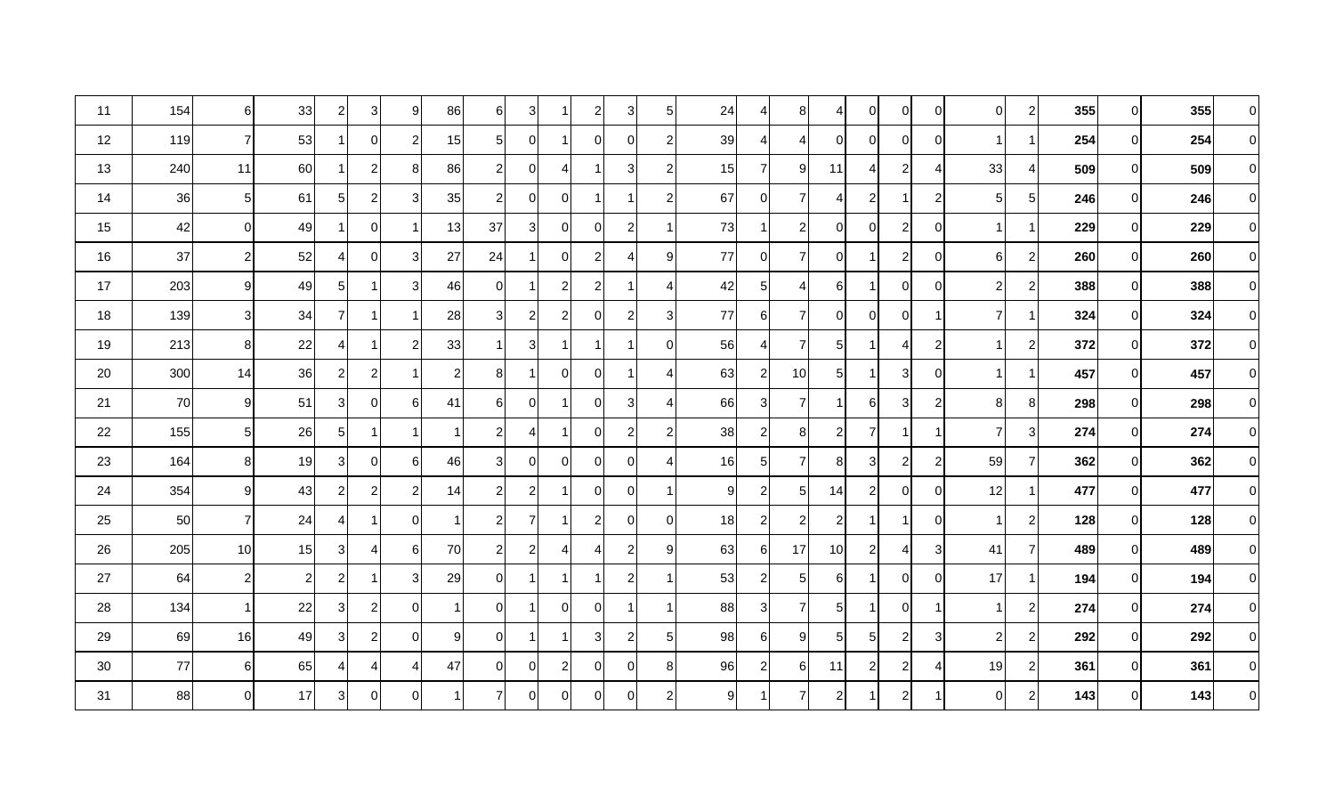| | | | | | | | | | | | | | | | | | | | | | | | | | | | |
|---|---|---|---|---|---|---|---|---|---|---|---|---|---|---|---|---|---|---|---|---|---|---|---|---|---|---|---|
| 11 | 154 | 6 | 33 | 2 | 3 | 9 | 86 | 6 | 3 | 1 | 2 | 3 | 5 | 24 | 4 | 8 | 4 | 0 | 0 | 0 | 0 | 2 | **355** | 0 | **355** | 0 |
| 12 | 119 | 7 | 53 | 1 | 0 | 2 | 15 | 5 | 0 | 1 | 0 | 0 | 2 | 39 | 4 | 4 | 0 | 0 | 0 | 0 | 1 | 1 | **254** | 0 | **254** | 0 |
| 13 | 240 | 11 | 60 | 1 | 2 | 8 | 86 | 2 | 0 | 4 | 1 | 3 | 2 | 15 | 7 | 9 | 11 | 4 | 2 | 4 | 33 | 4 | **509** | 0 | **509** | 0 |
| 14 | 36 | 5 | 61 | 5 | 2 | 3 | 35 | 2 | 0 | 0 | 1 | 1 | 2 | 67 | 0 | 7 | 4 | 2 | 1 | 2 | 5 | 5 | **246** | 0 | **246** | 0 |
| 15 | 42 | 0 | 49 | 1 | 0 | 1 | 13 | 37 | 3 | 0 | 0 | 2 | 1 | 73 | 1 | 2 | 0 | 0 | 2 | 0 | 1 | 1 | **229** | 0 | **229** | 0 |
| 16 | 37 | 2 | 52 | 4 | 0 | 3 | 27 | 24 | 1 | 0 | 2 | 4 | 9 | 77 | 0 | 7 | 0 | 1 | 2 | 0 | 6 | 2 | **260** | 0 | **260** | 0 |
| 17 | 203 | 9 | 49 | 5 | 1 | 3 | 46 | 0 | 1 | 2 | 2 | 1 | 4 | 42 | 5 | 4 | 6 | 1 | 0 | 0 | 2 | 2 | **388** | 0 | **388** | 0 |
| 18 | 139 | 3 | 34 | 7 | 1 | 1 | 28 | 3 | 2 | 2 | 0 | 2 | 3 | 77 | 6 | 7 | 0 | 0 | 0 | 1 | 7 | 1 | **324** | 0 | **324** | 0 |
| 19 | 213 | 8 | 22 | 4 | 1 | 2 | 33 | 1 | 3 | 1 | 1 | 1 | 0 | 56 | 4 | 7 | 5 | 1 | 4 | 2 | 1 | 2 | **372** | 0 | **372** | 0 |
| 20 | 300 | 14 | 36 | 2 | 2 | 1 | 2 | 8 | 1 | 0 | 0 | 1 | 4 | 63 | 2 | 10 | 5 | 1 | 3 | 0 | 1 | 1 | **457** | 0 | **457** | 0 |
| 21 | 70 | 9 | 51 | 3 | 0 | 6 | 41 | 6 | 0 | 1 | 0 | 3 | 4 | 66 | 3 | 7 | 1 | 6 | 3 | 2 | 8 | 8 | **298** | 0 | **298** | 0 |
| 22 | 155 | 5 | 26 | 5 | 1 | 1 | 1 | 2 | 4 | 1 | 0 | 2 | 2 | 38 | 2 | 8 | 2 | 7 | 1 | 1 | 7 | 3 | **274** | 0 | **274** | 0 |
| 23 | 164 | 8 | 19 | 3 | 0 | 6 | 46 | 3 | 0 | 0 | 0 | 0 | 4 | 16 | 5 | 7 | 8 | 3 | 2 | 2 | 59 | 7 | **362** | 0 | **362** | 0 |
| 24 | 354 | 9 | 43 | 2 | 2 | 2 | 14 | 2 | 2 | 1 | 0 | 0 | 1 | 9 | 2 | 5 | 14 | 2 | 0 | 0 | 12 | 1 | **477** | 0 | **477** | 0 |
| 25 | 50 | 7 | 24 | 4 | 1 | 0 | 1 | 2 | 7 | 1 | 2 | 0 | 0 | 18 | 2 | 2 | 2 | 1 | 1 | 0 | 1 | 2 | **128** | 0 | **128** | 0 |
| 26 | 205 | 10 | 15 | 3 | 4 | 6 | 70 | 2 | 2 | 4 | 4 | 2 | 9 | 63 | 6 | 17 | 10 | 2 | 4 | 3 | 41 | 7 | **489** | 0 | **489** | 0 |
| 27 | 64 | 2 | 2 | 2 | 1 | 3 | 29 | 0 | 1 | 1 | 1 | 2 | 1 | 53 | 2 | 5 | 6 | 1 | 0 | 0 | 17 | 1 | **194** | 0 | **194** | 0 |
| 28 | 134 | 1 | 22 | 3 | 2 | 0 | 1 | 0 | 1 | 0 | 0 | 1 | 1 | 88 | 3 | 7 | 5 | 1 | 0 | 1 | 1 | 2 | **274** | 0 | **274** | 0 |
| 29 | 69 | 16 | 49 | 3 | 2 | 0 | 9 | 0 | 1 | 1 | 3 | 2 | 5 | 98 | 6 | 9 | 5 | 5 | 2 | 3 | 2 | 2 | **292** | 0 | **292** | 0 |
| 30 | 77 | 6 | 65 | 4 | 4 | 4 | 47 | 0 | 0 | 2 | 0 | 0 | 8 | 96 | 2 | 6 | 11 | 2 | 2 | 4 | 19 | 2 | **361** | 0 | **361** | 0 |
| 31 | 88 | 0 | 17 | 3 | 0 | 0 | 1 | 7 | 0 | 0 | 0 | 0 | 2 | 9 | 1 | 7 | 2 | 1 | 2 | 1 | 0 | 2 | **143** | 0 | **143** | 0 |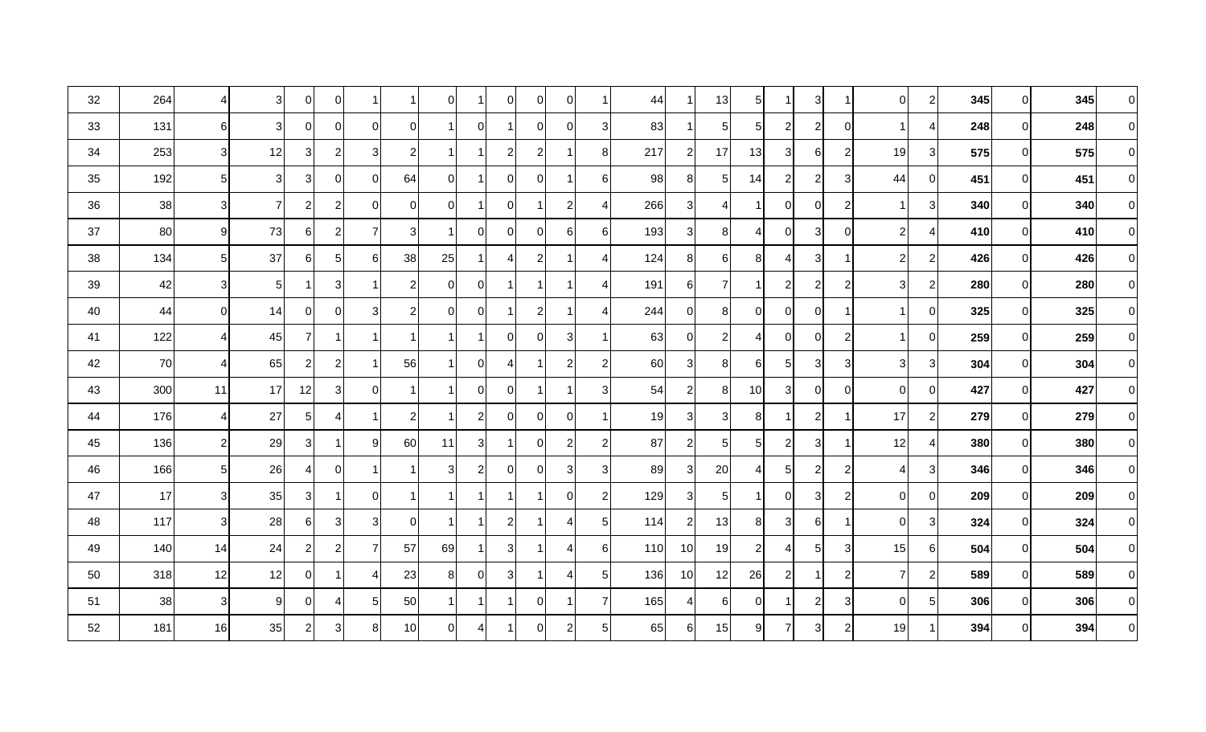| | | | | | | | | | | | | | | | | | | | | | | | | | | | |
|---|---|---|---|---|---|---|---|---|---|---|---|---|---|---|---|---|---|---|---|---|---|---|---|---|---|---|---|
| 32 | 264 | 4 | 3 | 0 | 0 | 1 | 1 | 0 | 1 | 0 | 0 | 0 | 1 | 44 | 1 | 13 | 5 | 1 | 3 | 1 | 0 | 2 | **345** | 0 | **345** | 0 |
| 33 | 131 | 6 | 3 | 0 | 0 | 0 | 0 | 1 | 0 | 1 | 0 | 0 | 3 | 83 | 1 | 5 | 5 | 2 | 2 | 0 | 1 | 4 | **248** | 0 | **248** | 0 |
| 34 | 253 | 3 | 12 | 3 | 2 | 3 | 2 | 1 | 1 | 2 | 2 | 1 | 8 | 217 | 2 | 17 | 13 | 3 | 6 | 2 | 19 | 3 | **575** | 0 | **575** | 0 |
| 35 | 192 | 5 | 3 | 3 | 0 | 0 | 64 | 0 | 1 | 0 | 0 | 1 | 6 | 98 | 8 | 5 | 14 | 2 | 2 | 3 | 44 | 0 | **451** | 0 | **451** | 0 |
| 36 | 38 | 3 | 7 | 2 | 2 | 0 | 0 | 0 | 1 | 0 | 1 | 2 | 4 | 266 | 3 | 4 | 1 | 0 | 0 | 2 | 1 | 3 | **340** | 0 | **340** | 0 |
| 37 | 80 | 9 | 73 | 6 | 2 | 7 | 3 | 1 | 0 | 0 | 0 | 6 | 6 | 193 | 3 | 8 | 4 | 0 | 3 | 0 | 2 | 4 | **410** | 0 | **410** | 0 |
| 38 | 134 | 5 | 37 | 6 | 5 | 6 | 38 | 25 | 1 | 4 | 2 | 1 | 4 | 124 | 8 | 6 | 8 | 4 | 3 | 1 | 2 | 2 | **426** | 0 | **426** | 0 |
| 39 | 42 | 3 | 5 | 1 | 3 | 1 | 2 | 0 | 0 | 1 | 1 | 1 | 4 | 191 | 6 | 7 | 1 | 2 | 2 | 2 | 3 | 2 | **280** | 0 | **280** | 0 |
| 40 | 44 | 0 | 14 | 0 | 0 | 3 | 2 | 0 | 0 | 1 | 2 | 1 | 4 | 244 | 0 | 8 | 0 | 0 | 0 | 1 | 1 | 0 | **325** | 0 | **325** | 0 |
| 41 | 122 | 4 | 45 | 7 | 1 | 1 | 1 | 1 | 1 | 0 | 0 | 3 | 1 | 63 | 0 | 2 | 4 | 0 | 0 | 2 | 1 | 0 | **259** | 0 | **259** | 0 |
| 42 | 70 | 4 | 65 | 2 | 2 | 1 | 56 | 1 | 0 | 4 | 1 | 2 | 2 | 60 | 3 | 8 | 6 | 5 | 3 | 3 | 3 | 3 | **304** | 0 | **304** | 0 |
| 43 | 300 | 11 | 17 | 12 | 3 | 0 | 1 | 1 | 0 | 0 | 1 | 1 | 3 | 54 | 2 | 8 | 10 | 3 | 0 | 0 | 0 | 0 | **427** | 0 | **427** | 0 |
| 44 | 176 | 4 | 27 | 5 | 4 | 1 | 2 | 1 | 2 | 0 | 0 | 0 | 1 | 19 | 3 | 3 | 8 | 1 | 2 | 1 | 17 | 2 | **279** | 0 | **279** | 0 |
| 45 | 136 | 2 | 29 | 3 | 1 | 9 | 60 | 11 | 3 | 1 | 0 | 2 | 2 | 87 | 2 | 5 | 5 | 2 | 3 | 1 | 12 | 4 | **380** | 0 | **380** | 0 |
| 46 | 166 | 5 | 26 | 4 | 0 | 1 | 1 | 3 | 2 | 0 | 0 | 3 | 3 | 89 | 3 | 20 | 4 | 5 | 2 | 2 | 4 | 3 | **346** | 0 | **346** | 0 |
| 47 | 17 | 3 | 35 | 3 | 1 | 0 | 1 | 1 | 1 | 1 | 1 | 0 | 2 | 129 | 3 | 5 | 1 | 0 | 3 | 2 | 0 | 0 | **209** | 0 | **209** | 0 |
| 48 | 117 | 3 | 28 | 6 | 3 | 3 | 0 | 1 | 1 | 2 | 1 | 4 | 5 | 114 | 2 | 13 | 8 | 3 | 6 | 1 | 0 | 3 | **324** | 0 | **324** | 0 |
| 49 | 140 | 14 | 24 | 2 | 2 | 7 | 57 | 69 | 1 | 3 | 1 | 4 | 6 | 110 | 10 | 19 | 2 | 4 | 5 | 3 | 15 | 6 | **504** | 0 | **504** | 0 |
| 50 | 318 | 12 | 12 | 0 | 1 | 4 | 23 | 8 | 0 | 3 | 1 | 4 | 5 | 136 | 10 | 12 | 26 | 2 | 1 | 2 | 7 | 2 | **589** | 0 | **589** | 0 |
| 51 | 38 | 3 | 9 | 0 | 4 | 5 | 50 | 1 | 1 | 1 | 0 | 1 | 7 | 165 | 4 | 6 | 0 | 1 | 2 | 3 | 0 | 5 | **306** | 0 | **306** | 0 |
| 52 | 181 | 16 | 35 | 2 | 3 | 8 | 10 | 0 | 4 | 1 | 0 | 2 | 5 | 65 | 6 | 15 | 9 | 7 | 3 | 2 | 19 | 1 | **394** | 0 | **394** | 0 |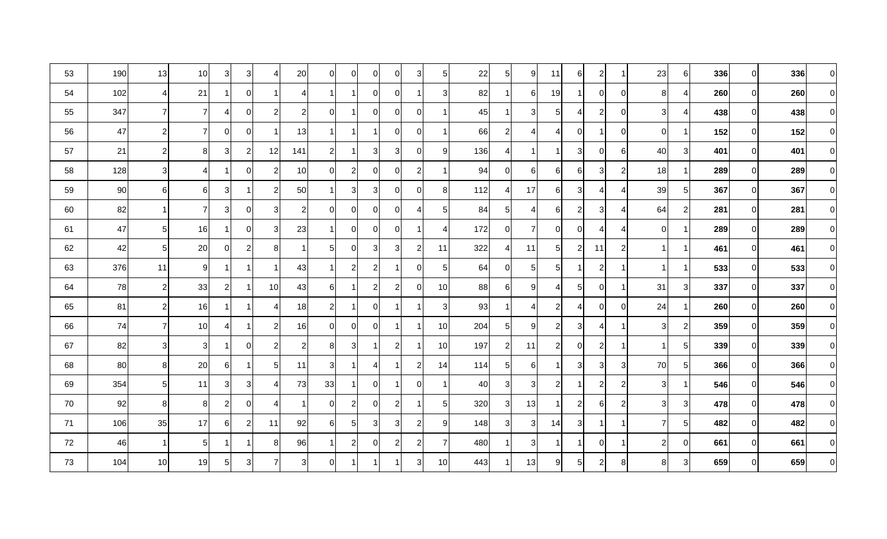| | | | | | | | | | | | | | | | | | | | | | | | | | | | |
|---|---|---|---|---|---|---|---|---|---|---|---|---|---|---|---|---|---|---|---|---|---|---|---|---|---|---|---|
| 53 | 190 | 13 | 10 | 3 | 3 | 4 | 20 | 0 | 0 | 0 | 0 | 3 | 5 | 22 | 5 | 9 | 11 | 6 | 2 | 1 | 23 | 6 | **336** | 0 | **336** | 0 |
| 54 | 102 | 4 | 21 | 1 | 0 | 1 | 4 | 1 | 1 | 0 | 0 | 1 | 3 | 82 | 1 | 6 | 19 | 1 | 0 | 0 | 8 | 4 | **260** | 0 | **260** | 0 |
| 55 | 347 | 7 | 7 | 4 | 0 | 2 | 2 | 0 | 1 | 0 | 0 | 0 | 1 | 45 | 1 | 3 | 5 | 4 | 2 | 0 | 3 | 4 | **438** | 0 | **438** | 0 |
| 56 | 47 | 2 | 7 | 0 | 0 | 1 | 13 | 1 | 1 | 1 | 0 | 0 | 1 | 66 | 2 | 4 | 4 | 0 | 1 | 0 | 0 | 1 | **152** | 0 | **152** | 0 |
| 57 | 21 | 2 | 8 | 3 | 2 | 12 | 141 | 2 | 1 | 3 | 3 | 0 | 9 | 136 | 4 | 1 | 1 | 3 | 0 | 6 | 40 | 3 | **401** | 0 | **401** | 0 |
| 58 | 128 | 3 | 4 | 1 | 0 | 2 | 10 | 0 | 2 | 0 | 0 | 2 | 1 | 94 | 0 | 6 | 6 | 6 | 3 | 2 | 18 | 1 | **289** | 0 | **289** | 0 |
| 59 | 90 | 6 | 6 | 3 | 1 | 2 | 50 | 1 | 3 | 3 | 0 | 0 | 8 | 112 | 4 | 17 | 6 | 3 | 4 | 4 | 39 | 5 | **367** | 0 | **367** | 0 |
| 60 | 82 | 1 | 7 | 3 | 0 | 3 | 2 | 0 | 0 | 0 | 0 | 4 | 5 | 84 | 5 | 4 | 6 | 2 | 3 | 4 | 64 | 2 | **281** | 0 | **281** | 0 |
| 61 | 47 | 5 | 16 | 1 | 0 | 3 | 23 | 1 | 0 | 0 | 0 | 1 | 4 | 172 | 0 | 7 | 0 | 0 | 4 | 4 | 0 | 1 | **289** | 0 | **289** | 0 |
| 62 | 42 | 5 | 20 | 0 | 2 | 8 | 1 | 5 | 0 | 3 | 3 | 2 | 11 | 322 | 4 | 11 | 5 | 2 | 11 | 2 | 1 | 1 | **461** | 0 | **461** | 0 |
| 63 | 376 | 11 | 9 | 1 | 1 | 1 | 43 | 1 | 2 | 2 | 1 | 0 | 5 | 64 | 0 | 5 | 5 | 1 | 2 | 1 | 1 | 1 | **533** | 0 | **533** | 0 |
| 64 | 78 | 2 | 33 | 2 | 1 | 10 | 43 | 6 | 1 | 2 | 2 | 0 | 10 | 88 | 6 | 9 | 4 | 5 | 0 | 1 | 31 | 3 | **337** | 0 | **337** | 0 |
| 65 | 81 | 2 | 16 | 1 | 1 | 4 | 18 | 2 | 1 | 0 | 1 | 1 | 3 | 93 | 1 | 4 | 2 | 4 | 0 | 0 | 24 | 1 | **260** | 0 | **260** | 0 |
| 66 | 74 | 7 | 10 | 4 | 1 | 2 | 16 | 0 | 0 | 0 | 1 | 1 | 10 | 204 | 5 | 9 | 2 | 3 | 4 | 1 | 3 | 2 | **359** | 0 | **359** | 0 |
| 67 | 82 | 3 | 3 | 1 | 0 | 2 | 2 | 8 | 3 | 1 | 2 | 1 | 10 | 197 | 2 | 11 | 2 | 0 | 2 | 1 | 1 | 5 | **339** | 0 | **339** | 0 |
| 68 | 80 | 8 | 20 | 6 | 1 | 5 | 11 | 3 | 1 | 4 | 1 | 2 | 14 | 114 | 5 | 6 | 1 | 3 | 3 | 3 | 70 | 5 | **366** | 0 | **366** | 0 |
| 69 | 354 | 5 | 11 | 3 | 3 | 4 | 73 | 33 | 1 | 0 | 1 | 0 | 1 | 40 | 3 | 3 | 2 | 1 | 2 | 2 | 3 | 1 | **546** | 0 | **546** | 0 |
| 70 | 92 | 8 | 8 | 2 | 0 | 4 | 1 | 0 | 2 | 0 | 2 | 1 | 5 | 320 | 3 | 13 | 1 | 2 | 6 | 2 | 3 | 3 | **478** | 0 | **478** | 0 |
| 71 | 106 | 35 | 17 | 6 | 2 | 11 | 92 | 6 | 5 | 3 | 3 | 2 | 9 | 148 | 3 | 3 | 14 | 3 | 1 | 1 | 7 | 5 | **482** | 0 | **482** | 0 |
| 72 | 46 | 1 | 5 | 1 | 1 | 8 | 96 | 1 | 2 | 0 | 2 | 2 | 7 | 480 | 1 | 3 | 1 | 1 | 0 | 1 | 2 | 0 | **661** | 0 | **661** | 0 |
| 73 | 104 | 10 | 19 | 5 | 3 | 7 | 3 | 0 | 1 | 1 | 1 | 3 | 10 | 443 | 1 | 13 | 9 | 5 | 2 | 8 | 8 | 3 | **659** | 0 | **659** | 0 |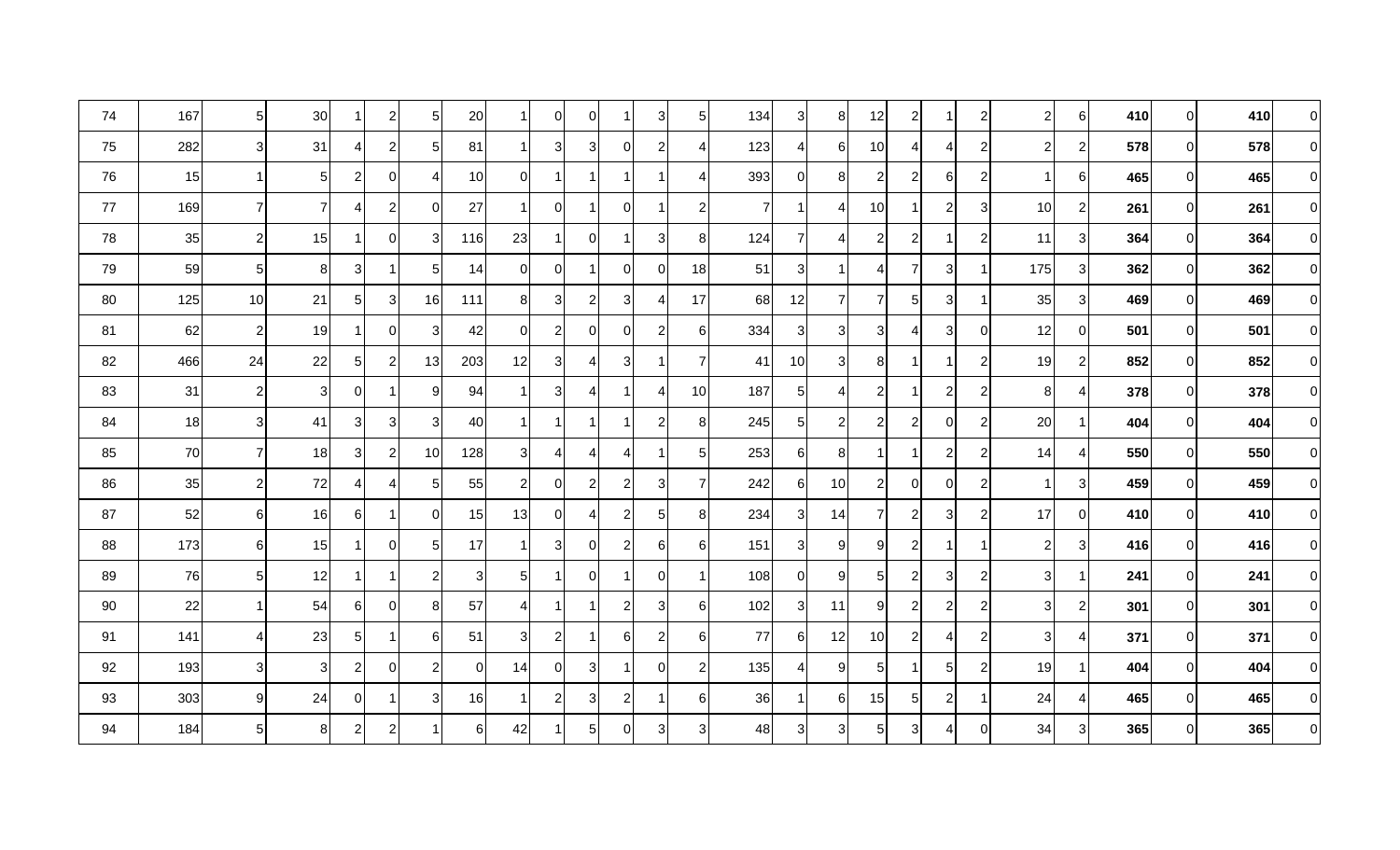| | | | | | | | | | | | | | | | | | | | | | | | | | | |
|---|---|---|---|---|---|---|---|---|---|---|---|---|---|---|---|---|---|---|---|---|---|---|---|---|---|---|
| 74 | 167 | 5 | 30 | 1 | 2 | 5 | 20 | 1 | 0 | 0 | 1 | 3 | 5 | 134 | 3 | 8 | 12 | 2 | 1 | 2 | 2 | 6 | **410** | 0 | **410** | 0 |
| 75 | 282 | 3 | 31 | 4 | 2 | 5 | 81 | 1 | 3 | 3 | 0 | 2 | 4 | 123 | 4 | 6 | 10 | 4 | 4 | 2 | 2 | 2 | **578** | 0 | **578** | 0 |
| 76 | 15 | 1 | 5 | 2 | 0 | 4 | 10 | 0 | 1 | 1 | 1 | 1 | 4 | 393 | 0 | 8 | 2 | 2 | 6 | 2 | 1 | 6 | **465** | 0 | **465** | 0 |
| 77 | 169 | 7 | 7 | 4 | 2 | 0 | 27 | 1 | 0 | 1 | 0 | 1 | 2 | 7 | 1 | 4 | 10 | 1 | 2 | 3 | 10 | 2 | **261** | 0 | **261** | 0 |
| 78 | 35 | 2 | 15 | 1 | 0 | 3 | 116 | 23 | 1 | 0 | 1 | 3 | 8 | 124 | 7 | 4 | 2 | 2 | 1 | 2 | 11 | 3 | **364** | 0 | **364** | 0 |
| 79 | 59 | 5 | 8 | 3 | 1 | 5 | 14 | 0 | 0 | 1 | 0 | 0 | 18 | 51 | 3 | 1 | 4 | 7 | 3 | 1 | 175 | 3 | **362** | 0 | **362** | 0 |
| 80 | 125 | 10 | 21 | 5 | 3 | 16 | 111 | 8 | 3 | 2 | 3 | 4 | 17 | 68 | 12 | 7 | 7 | 5 | 3 | 1 | 35 | 3 | **469** | 0 | **469** | 0 |
| 81 | 62 | 2 | 19 | 1 | 0 | 3 | 42 | 0 | 2 | 0 | 0 | 2 | 6 | 334 | 3 | 3 | 3 | 4 | 3 | 0 | 12 | 0 | **501** | 0 | **501** | 0 |
| 82 | 466 | 24 | 22 | 5 | 2 | 13 | 203 | 12 | 3 | 4 | 3 | 1 | 7 | 41 | 10 | 3 | 8 | 1 | 1 | 2 | 19 | 2 | **852** | 0 | **852** | 0 |
| 83 | 31 | 2 | 3 | 0 | 1 | 9 | 94 | 1 | 3 | 4 | 1 | 4 | 10 | 187 | 5 | 4 | 2 | 1 | 2 | 2 | 8 | 4 | **378** | 0 | **378** | 0 |
| 84 | 18 | 3 | 41 | 3 | 3 | 3 | 40 | 1 | 1 | 1 | 1 | 2 | 8 | 245 | 5 | 2 | 2 | 2 | 0 | 2 | 20 | 1 | **404** | 0 | **404** | 0 |
| 85 | 70 | 7 | 18 | 3 | 2 | 10 | 128 | 3 | 4 | 4 | 4 | 1 | 5 | 253 | 6 | 8 | 1 | 1 | 2 | 2 | 14 | 4 | **550** | 0 | **550** | 0 |
| 86 | 35 | 2 | 72 | 4 | 4 | 5 | 55 | 2 | 0 | 2 | 2 | 3 | 7 | 242 | 6 | 10 | 2 | 0 | 0 | 2 | 1 | 3 | **459** | 0 | **459** | 0 |
| 87 | 52 | 6 | 16 | 6 | 1 | 0 | 15 | 13 | 0 | 4 | 2 | 5 | 8 | 234 | 3 | 14 | 7 | 2 | 3 | 2 | 17 | 0 | **410** | 0 | **410** | 0 |
| 88 | 173 | 6 | 15 | 1 | 0 | 5 | 17 | 1 | 3 | 0 | 2 | 6 | 6 | 151 | 3 | 9 | 9 | 2 | 1 | 1 | 2 | 3 | **416** | 0 | **416** | 0 |
| 89 | 76 | 5 | 12 | 1 | 1 | 2 | 3 | 5 | 1 | 0 | 1 | 0 | 1 | 108 | 0 | 9 | 5 | 2 | 3 | 2 | 3 | 1 | **241** | 0 | **241** | 0 |
| 90 | 22 | 1 | 54 | 6 | 0 | 8 | 57 | 4 | 1 | 1 | 2 | 3 | 6 | 102 | 3 | 11 | 9 | 2 | 2 | 2 | 3 | 2 | **301** | 0 | **301** | 0 |
| 91 | 141 | 4 | 23 | 5 | 1 | 6 | 51 | 3 | 2 | 1 | 6 | 2 | 6 | 77 | 6 | 12 | 10 | 2 | 4 | 2 | 3 | 4 | **371** | 0 | **371** | 0 |
| 92 | 193 | 3 | 3 | 2 | 0 | 2 | 0 | 14 | 0 | 3 | 1 | 0 | 2 | 135 | 4 | 9 | 5 | 1 | 5 | 2 | 19 | 1 | **404** | 0 | **404** | 0 |
| 93 | 303 | 9 | 24 | 0 | 1 | 3 | 16 | 1 | 2 | 3 | 2 | 1 | 6 | 36 | 1 | 6 | 15 | 5 | 2 | 1 | 24 | 4 | **465** | 0 | **465** | 0 |
| 94 | 184 | 5 | 8 | 2 | 2 | 1 | 6 | 42 | 1 | 5 | 0 | 3 | 3 | 48 | 3 | 3 | 5 | 3 | 4 | 0 | 34 | 3 | **365** | 0 | **365** | 0 |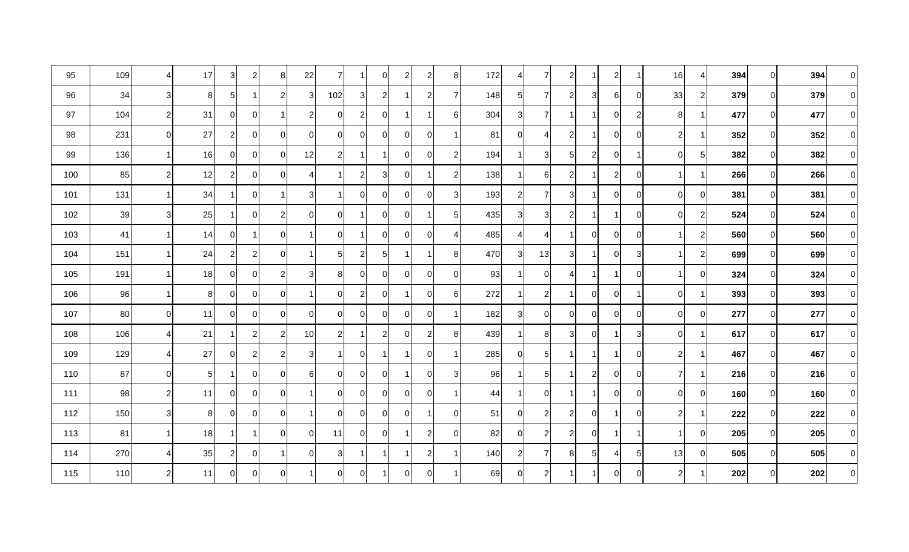| | | | | | | | | | | | | | | | | | | | | | | | | | | | |
|---|---|---|---|---|---|---|---|---|---|---|---|---|---|---|---|---|---|---|---|---|---|---|---|---|---|---|---|
| 95 | 109 | 4 | 17 | 3 | 2 | 8 | 22 | 7 | 1 | 0 | 2 | 2 | 8 | 172 | 4 | 7 | 2 | 1 | 2 | 1 | 16 | 4 | **394** | 0 | **394** | 0 |
| 96 | 34 | 3 | 8 | 5 | 1 | 2 | 3 | 102 | 3 | 2 | 1 | 2 | 7 | 148 | 5 | 7 | 2 | 3 | 6 | 0 | 33 | 2 | **379** | 0 | **379** | 0 |
| 97 | 104 | 2 | 31 | 0 | 0 | 1 | 2 | 0 | 2 | 0 | 1 | 1 | 6 | 304 | 3 | 7 | 1 | 1 | 0 | 2 | 8 | 1 | **477** | 0 | **477** | 0 |
| 98 | 231 | 0 | 27 | 2 | 0 | 0 | 0 | 0 | 0 | 0 | 0 | 0 | 1 | 81 | 0 | 4 | 2 | 1 | 0 | 0 | 2 | 1 | **352** | 0 | **352** | 0 |
| 99 | 136 | 1 | 16 | 0 | 0 | 0 | 12 | 2 | 1 | 1 | 0 | 0 | 2 | 194 | 1 | 3 | 5 | 2 | 0 | 1 | 0 | 5 | **382** | 0 | **382** | 0 |
| 100 | 85 | 2 | 12 | 2 | 0 | 0 | 4 | 1 | 2 | 3 | 0 | 1 | 2 | 138 | 1 | 6 | 2 | 1 | 2 | 0 | 1 | 1 | **266** | 0 | **266** | 0 |
| 101 | 131 | 1 | 34 | 1 | 0 | 1 | 3 | 1 | 0 | 0 | 0 | 0 | 3 | 193 | 2 | 7 | 3 | 1 | 0 | 0 | 0 | 0 | **381** | 0 | **381** | 0 |
| 102 | 39 | 3 | 25 | 1 | 0 | 2 | 0 | 0 | 1 | 0 | 0 | 1 | 5 | 435 | 3 | 3 | 2 | 1 | 1 | 0 | 0 | 2 | **524** | 0 | **524** | 0 |
| 103 | 41 | 1 | 14 | 0 | 1 | 0 | 1 | 0 | 1 | 0 | 0 | 0 | 4 | 485 | 4 | 4 | 1 | 0 | 0 | 0 | 1 | 2 | **560** | 0 | **560** | 0 |
| 104 | 151 | 1 | 24 | 2 | 2 | 0 | 1 | 5 | 2 | 5 | 1 | 1 | 8 | 470 | 3 | 13 | 3 | 1 | 0 | 3 | 1 | 2 | **699** | 0 | **699** | 0 |
| 105 | 191 | 1 | 18 | 0 | 0 | 2 | 3 | 8 | 0 | 0 | 0 | 0 | 0 | 93 | 1 | 0 | 4 | 1 | 1 | 0 | 1 | 0 | **324** | 0 | **324** | 0 |
| 106 | 96 | 1 | 8 | 0 | 0 | 0 | 1 | 0 | 2 | 0 | 1 | 0 | 6 | 272 | 1 | 2 | 1 | 0 | 0 | 1 | 0 | 1 | **393** | 0 | **393** | 0 |
| 107 | 80 | 0 | 11 | 0 | 0 | 0 | 0 | 0 | 0 | 0 | 0 | 0 | 1 | 182 | 3 | 0 | 0 | 0 | 0 | 0 | 0 | 0 | **277** | 0 | **277** | 0 |
| 108 | 106 | 4 | 21 | 1 | 2 | 2 | 10 | 2 | 1 | 2 | 0 | 2 | 8 | 439 | 1 | 8 | 3 | 0 | 1 | 3 | 0 | 1 | **617** | 0 | **617** | 0 |
| 109 | 129 | 4 | 27 | 0 | 2 | 2 | 3 | 1 | 0 | 1 | 1 | 0 | 1 | 285 | 0 | 5 | 1 | 1 | 1 | 0 | 2 | 1 | **467** | 0 | **467** | 0 |
| 110 | 87 | 0 | 5 | 1 | 0 | 0 | 6 | 0 | 0 | 0 | 1 | 0 | 3 | 96 | 1 | 5 | 1 | 2 | 0 | 0 | 7 | 1 | **216** | 0 | **216** | 0 |
| 111 | 98 | 2 | 11 | 0 | 0 | 0 | 1 | 0 | 0 | 0 | 0 | 0 | 1 | 44 | 1 | 0 | 1 | 1 | 0 | 0 | 0 | 0 | **160** | 0 | **160** | 0 |
| 112 | 150 | 3 | 8 | 0 | 0 | 0 | 1 | 0 | 0 | 0 | 0 | 1 | 0 | 51 | 0 | 2 | 2 | 0 | 1 | 0 | 2 | 1 | **222** | 0 | **222** | 0 |
| 113 | 81 | 1 | 18 | 1 | 1 | 0 | 0 | 11 | 0 | 0 | 1 | 2 | 0 | 82 | 0 | 2 | 2 | 0 | 1 | 1 | 1 | 0 | **205** | 0 | **205** | 0 |
| 114 | 270 | 4 | 35 | 2 | 0 | 1 | 0 | 3 | 1 | 1 | 1 | 2 | 1 | 140 | 2 | 7 | 8 | 5 | 4 | 5 | 13 | 0 | **505** | 0 | **505** | 0 |
| 115 | 110 | 2 | 11 | 0 | 0 | 0 | 1 | 0 | 0 | 1 | 0 | 0 | 1 | 69 | 0 | 2 | 1 | 1 | 0 | 0 | 2 | 1 | **202** | 0 | **202** | 0 |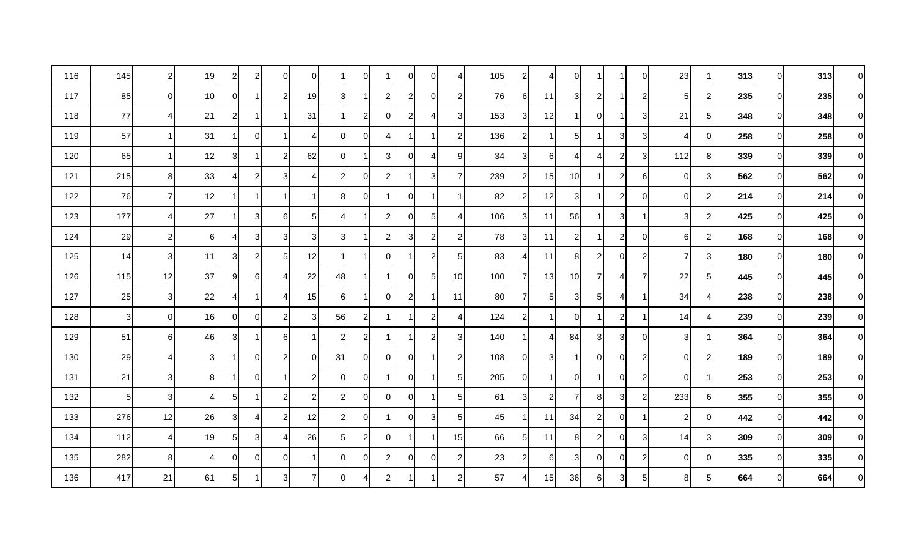| | | | | | | | | | | | | | | | | | | | | | | | | | | |
|---|---|---|---|---|---|---|---|---|---|---|---|---|---|---|---|---|---|---|---|---|---|---|---|---|---|---|
| 116 | 145 | 2 | 19 | 2 | 2 | 0 | 0 | 1 | 0 | 1 | 0 | 0 | 4 | 105 | 2 | 4 | 0 | 1 | 1 | 0 | 23 | 1 | **313** | 0 | **313** | 0 |
| 117 | 85 | 0 | 10 | 0 | 1 | 2 | 19 | 3 | 1 | 2 | 2 | 0 | 2 | 76 | 6 | 11 | 3 | 2 | 1 | 2 | 5 | 2 | **235** | 0 | **235** | 0 |
| 118 | 77 | 4 | 21 | 2 | 1 | 1 | 31 | 1 | 2 | 0 | 2 | 4 | 3 | 153 | 3 | 12 | 1 | 0 | 1 | 3 | 21 | 5 | **348** | 0 | **348** | 0 |
| 119 | 57 | 1 | 31 | 1 | 0 | 1 | 4 | 0 | 0 | 4 | 1 | 1 | 2 | 136 | 2 | 1 | 5 | 1 | 3 | 3 | 4 | 0 | **258** | 0 | **258** | 0 |
| 120 | 65 | 1 | 12 | 3 | 1 | 2 | 62 | 0 | 1 | 3 | 0 | 4 | 9 | 34 | 3 | 6 | 4 | 4 | 2 | 3 | 112 | 8 | **339** | 0 | **339** | 0 |
| 121 | 215 | 8 | 33 | 4 | 2 | 3 | 4 | 2 | 0 | 2 | 1 | 3 | 7 | 239 | 2 | 15 | 10 | 1 | 2 | 6 | 0 | 3 | **562** | 0 | **562** | 0 |
| 122 | 76 | 7 | 12 | 1 | 1 | 1 | 1 | 8 | 0 | 1 | 0 | 1 | 1 | 82 | 2 | 12 | 3 | 1 | 2 | 0 | 0 | 2 | **214** | 0 | **214** | 0 |
| 123 | 177 | 4 | 27 | 1 | 3 | 6 | 5 | 4 | 1 | 2 | 0 | 5 | 4 | 106 | 3 | 11 | 56 | 1 | 3 | 1 | 3 | 2 | **425** | 0 | **425** | 0 |
| 124 | 29 | 2 | 6 | 4 | 3 | 3 | 3 | 3 | 1 | 2 | 3 | 2 | 2 | 78 | 3 | 11 | 2 | 1 | 2 | 0 | 6 | 2 | **168** | 0 | **168** | 0 |
| 125 | 14 | 3 | 11 | 3 | 2 | 5 | 12 | 1 | 1 | 0 | 1 | 2 | 5 | 83 | 4 | 11 | 8 | 2 | 0 | 2 | 7 | 3 | **180** | 0 | **180** | 0 |
| 126 | 115 | 12 | 37 | 9 | 6 | 4 | 22 | 48 | 1 | 1 | 0 | 5 | 10 | 100 | 7 | 13 | 10 | 7 | 4 | 7 | 22 | 5 | **445** | 0 | **445** | 0 |
| 127 | 25 | 3 | 22 | 4 | 1 | 4 | 15 | 6 | 1 | 0 | 2 | 1 | 11 | 80 | 7 | 5 | 3 | 5 | 4 | 1 | 34 | 4 | **238** | 0 | **238** | 0 |
| 128 | 3 | 0 | 16 | 0 | 0 | 2 | 3 | 56 | 2 | 1 | 1 | 2 | 4 | 124 | 2 | 1 | 0 | 1 | 2 | 1 | 14 | 4 | **239** | 0 | **239** | 0 |
| 129 | 51 | 6 | 46 | 3 | 1 | 6 | 1 | 2 | 2 | 1 | 1 | 2 | 3 | 140 | 1 | 4 | 84 | 3 | 3 | 0 | 3 | 1 | **364** | 0 | **364** | 0 |
| 130 | 29 | 4 | 3 | 1 | 0 | 2 | 0 | 31 | 0 | 0 | 0 | 1 | 2 | 108 | 0 | 3 | 1 | 0 | 0 | 2 | 0 | 2 | **189** | 0 | **189** | 0 |
| 131 | 21 | 3 | 8 | 1 | 0 | 1 | 2 | 0 | 0 | 1 | 0 | 1 | 5 | 205 | 0 | 1 | 0 | 1 | 0 | 2 | 0 | 1 | **253** | 0 | **253** | 0 |
| 132 | 5 | 3 | 4 | 5 | 1 | 2 | 2 | 2 | 0 | 0 | 0 | 1 | 5 | 61 | 3 | 2 | 7 | 8 | 3 | 2 | 233 | 6 | **355** | 0 | **355** | 0 |
| 133 | 276 | 12 | 26 | 3 | 4 | 2 | 12 | 2 | 0 | 1 | 0 | 3 | 5 | 45 | 1 | 11 | 34 | 2 | 0 | 1 | 2 | 0 | **442** | 0 | **442** | 0 |
| 134 | 112 | 4 | 19 | 5 | 3 | 4 | 26 | 5 | 2 | 0 | 1 | 1 | 15 | 66 | 5 | 11 | 8 | 2 | 0 | 3 | 14 | 3 | **309** | 0 | **309** | 0 |
| 135 | 282 | 8 | 4 | 0 | 0 | 0 | 1 | 0 | 0 | 2 | 0 | 0 | 2 | 23 | 2 | 6 | 3 | 0 | 0 | 2 | 0 | 0 | **335** | 0 | **335** | 0 |
| 136 | 417 | 21 | 61 | 5 | 1 | 3 | 7 | 0 | 4 | 2 | 1 | 1 | 2 | 57 | 4 | 15 | 36 | 6 | 3 | 5 | 8 | 5 | **664** | 0 | **664** | 0 |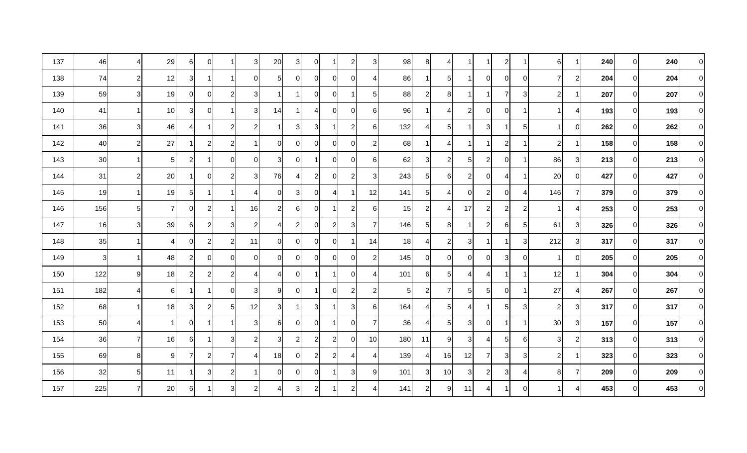| | | | | | | | | | | | | | | | | | | | | | | | | | | | |
|---|---|---|---|---|---|---|---|---|---|---|---|---|---|---|---|---|---|---|---|---|---|---|---|---|---|---|---|
| 137 | 46 | 4 | 29 | 6 | 0 | 1 | 3 | 20 | 3 | 0 | 1 | 2 | 3 | 98 | 8 | 4 | 1 | 1 | 2 | 1 | 6 | 1 | **240** | 0 | **240** | 0 |
| 138 | 74 | 2 | 12 | 3 | 1 | 1 | 0 | 5 | 0 | 0 | 0 | 0 | 4 | 86 | 1 | 5 | 1 | 0 | 0 | 0 | 7 | 2 | **204** | 0 | **204** | 0 |
| 139 | 59 | 3 | 19 | 0 | 0 | 2 | 3 | 1 | 1 | 0 | 0 | 1 | 5 | 88 | 2 | 8 | 1 | 1 | 7 | 3 | 2 | 1 | **207** | 0 | **207** | 0 |
| 140 | 41 | 1 | 10 | 3 | 0 | 1 | 3 | 14 | 1 | 4 | 0 | 0 | 6 | 96 | 1 | 4 | 2 | 0 | 0 | 1 | 1 | 4 | **193** | 0 | **193** | 0 |
| 141 | 36 | 3 | 46 | 4 | 1 | 2 | 2 | 1 | 3 | 3 | 1 | 2 | 6 | 132 | 4 | 5 | 1 | 3 | 1 | 5 | 1 | 0 | **262** | 0 | **262** | 0 |
| 142 | 40 | 2 | 27 | 1 | 2 | 2 | 1 | 0 | 0 | 0 | 0 | 0 | 2 | 68 | 1 | 4 | 1 | 1 | 2 | 1 | 2 | 1 | **158** | 0 | **158** | 0 |
| 143 | 30 | 1 | 5 | 2 | 1 | 0 | 0 | 3 | 0 | 1 | 0 | 0 | 6 | 62 | 3 | 2 | 5 | 2 | 0 | 1 | 86 | 3 | **213** | 0 | **213** | 0 |
| 144 | 31 | 2 | 20 | 1 | 0 | 2 | 3 | 76 | 4 | 2 | 0 | 2 | 3 | 243 | 5 | 6 | 2 | 0 | 4 | 1 | 20 | 0 | **427** | 0 | **427** | 0 |
| 145 | 19 | 1 | 19 | 5 | 1 | 1 | 4 | 0 | 3 | 0 | 4 | 1 | 12 | 141 | 5 | 4 | 0 | 2 | 0 | 4 | 146 | 7 | **379** | 0 | **379** | 0 |
| 146 | 156 | 5 | 7 | 0 | 2 | 1 | 16 | 2 | 6 | 0 | 1 | 2 | 6 | 15 | 2 | 4 | 17 | 2 | 2 | 2 | 1 | 4 | **253** | 0 | **253** | 0 |
| 147 | 16 | 3 | 39 | 6 | 2 | 3 | 2 | 4 | 2 | 0 | 2 | 3 | 7 | 146 | 5 | 8 | 1 | 2 | 6 | 5 | 61 | 3 | **326** | 0 | **326** | 0 |
| 148 | 35 | 1 | 4 | 0 | 2 | 2 | 11 | 0 | 0 | 0 | 0 | 1 | 14 | 18 | 4 | 2 | 3 | 1 | 1 | 3 | 212 | 3 | **317** | 0 | **317** | 0 |
| 149 | 3 | 1 | 48 | 2 | 0 | 0 | 0 | 0 | 0 | 0 | 0 | 0 | 2 | 145 | 0 | 0 | 0 | 0 | 3 | 0 | 1 | 0 | **205** | 0 | **205** | 0 |
| 150 | 122 | 9 | 18 | 2 | 2 | 2 | 4 | 4 | 0 | 1 | 1 | 0 | 4 | 101 | 6 | 5 | 4 | 4 | 1 | 1 | 12 | 1 | **304** | 0 | **304** | 0 |
| 151 | 182 | 4 | 6 | 1 | 1 | 0 | 3 | 9 | 0 | 1 | 0 | 2 | 2 | 5 | 2 | 7 | 5 | 5 | 0 | 1 | 27 | 4 | **267** | 0 | **267** | 0 |
| 152 | 68 | 1 | 18 | 3 | 2 | 5 | 12 | 3 | 1 | 3 | 1 | 3 | 6 | 164 | 4 | 5 | 4 | 1 | 5 | 3 | 2 | 3 | **317** | 0 | **317** | 0 |
| 153 | 50 | 4 | 1 | 0 | 1 | 1 | 3 | 6 | 0 | 0 | 1 | 0 | 7 | 36 | 4 | 5 | 3 | 0 | 1 | 1 | 30 | 3 | **157** | 0 | **157** | 0 |
| 154 | 36 | 7 | 16 | 6 | 1 | 3 | 2 | 3 | 2 | 2 | 2 | 0 | 10 | 180 | 11 | 9 | 3 | 4 | 5 | 6 | 3 | 2 | **313** | 0 | **313** | 0 |
| 155 | 69 | 8 | 9 | 7 | 2 | 7 | 4 | 18 | 0 | 2 | 2 | 4 | 4 | 139 | 4 | 16 | 12 | 7 | 3 | 3 | 2 | 1 | **323** | 0 | **323** | 0 |
| 156 | 32 | 5 | 11 | 1 | 3 | 2 | 1 | 0 | 0 | 0 | 1 | 3 | 9 | 101 | 3 | 10 | 3 | 2 | 3 | 4 | 8 | 7 | **209** | 0 | **209** | 0 |
| 157 | 225 | 7 | 20 | 6 | 1 | 3 | 2 | 4 | 3 | 2 | 1 | 2 | 4 | 141 | 2 | 9 | 11 | 4 | 1 | 0 | 1 | 4 | **453** | 0 | **453** | 0 |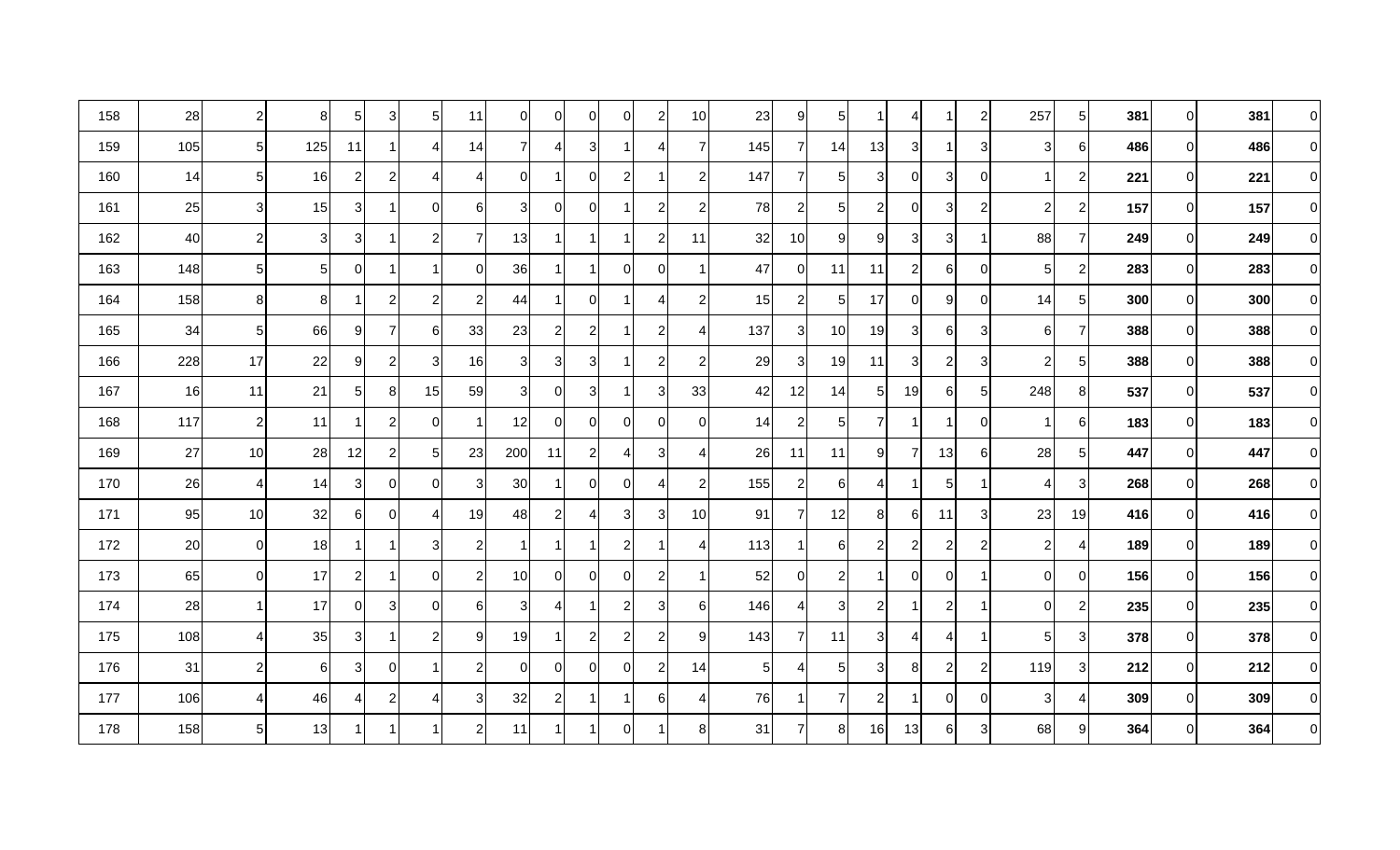| | | | | | | | | | | | | | | | | | | | | | | | | | | | | |
|---|---|---|---|---|---|---|---|---|---|---|---|---|---|---|---|---|---|---|---|---|---|---|---|---|---|---|---|---|
| 158 | 28 | 2 | 8 | 5 | 3 | 5 | 11 | 0 | 0 | 0 | 0 | 2 | 10 | 23 | 9 | 5 | 1 | 4 | 1 | 2 | 257 | 5 | **381** | 0 | **381** | 0 |
| 159 | 105 | 5 | 125 | 11 | 1 | 4 | 14 | 7 | 4 | 3 | 1 | 4 | 7 | 145 | 7 | 14 | 13 | 3 | 1 | 3 | 3 | 6 | **486** | 0 | **486** | 0 |
| 160 | 14 | 5 | 16 | 2 | 2 | 4 | 4 | 0 | 1 | 0 | 2 | 1 | 2 | 147 | 7 | 5 | 3 | 0 | 3 | 0 | 1 | 2 | **221** | 0 | **221** | 0 |
| 161 | 25 | 3 | 15 | 3 | 1 | 0 | 6 | 3 | 0 | 0 | 1 | 2 | 2 | 78 | 2 | 5 | 2 | 0 | 3 | 2 | 2 | 2 | **157** | 0 | **157** | 0 |
| 162 | 40 | 2 | 3 | 3 | 1 | 2 | 7 | 13 | 1 | 1 | 1 | 2 | 11 | 32 | 10 | 9 | 9 | 3 | 3 | 1 | 88 | 7 | **249** | 0 | **249** | 0 |
| 163 | 148 | 5 | 5 | 0 | 1 | 1 | 0 | 36 | 1 | 1 | 0 | 0 | 1 | 47 | 0 | 11 | 11 | 2 | 6 | 0 | 5 | 2 | **283** | 0 | **283** | 0 |
| 164 | 158 | 8 | 8 | 1 | 2 | 2 | 2 | 44 | 1 | 0 | 1 | 4 | 2 | 15 | 2 | 5 | 17 | 0 | 9 | 0 | 14 | 5 | **300** | 0 | **300** | 0 |
| 165 | 34 | 5 | 66 | 9 | 7 | 6 | 33 | 23 | 2 | 2 | 1 | 2 | 4 | 137 | 3 | 10 | 19 | 3 | 6 | 3 | 6 | 7 | **388** | 0 | **388** | 0 |
| 166 | 228 | 17 | 22 | 9 | 2 | 3 | 16 | 3 | 3 | 3 | 1 | 2 | 2 | 29 | 3 | 19 | 11 | 3 | 2 | 3 | 2 | 5 | **388** | 0 | **388** | 0 |
| 167 | 16 | 11 | 21 | 5 | 8 | 15 | 59 | 3 | 0 | 3 | 1 | 3 | 33 | 42 | 12 | 14 | 5 | 19 | 6 | 5 | 248 | 8 | **537** | 0 | **537** | 0 |
| 168 | 117 | 2 | 11 | 1 | 2 | 0 | 1 | 12 | 0 | 0 | 0 | 0 | 0 | 14 | 2 | 5 | 7 | 1 | 1 | 0 | 1 | 6 | **183** | 0 | **183** | 0 |
| 169 | 27 | 10 | 28 | 12 | 2 | 5 | 23 | 200 | 11 | 2 | 4 | 3 | 4 | 26 | 11 | 11 | 9 | 7 | 13 | 6 | 28 | 5 | **447** | 0 | **447** | 0 |
| 170 | 26 | 4 | 14 | 3 | 0 | 0 | 3 | 30 | 1 | 0 | 0 | 4 | 2 | 155 | 2 | 6 | 4 | 1 | 5 | 1 | 4 | 3 | **268** | 0 | **268** | 0 |
| 171 | 95 | 10 | 32 | 6 | 0 | 4 | 19 | 48 | 2 | 4 | 3 | 3 | 10 | 91 | 7 | 12 | 8 | 6 | 11 | 3 | 23 | 19 | **416** | 0 | **416** | 0 |
| 172 | 20 | 0 | 18 | 1 | 1 | 3 | 2 | 1 | 1 | 1 | 2 | 1 | 4 | 113 | 1 | 6 | 2 | 2 | 2 | 2 | 2 | 4 | **189** | 0 | **189** | 0 |
| 173 | 65 | 0 | 17 | 2 | 1 | 0 | 2 | 10 | 0 | 0 | 0 | 2 | 1 | 52 | 0 | 2 | 1 | 0 | 0 | 1 | 0 | 0 | **156** | 0 | **156** | 0 |
| 174 | 28 | 1 | 17 | 0 | 3 | 0 | 6 | 3 | 4 | 1 | 2 | 3 | 6 | 146 | 4 | 3 | 2 | 1 | 2 | 1 | 0 | 2 | **235** | 0 | **235** | 0 |
| 175 | 108 | 4 | 35 | 3 | 1 | 2 | 9 | 19 | 1 | 2 | 2 | 2 | 9 | 143 | 7 | 11 | 3 | 4 | 4 | 1 | 5 | 3 | **378** | 0 | **378** | 0 |
| 176 | 31 | 2 | 6 | 3 | 0 | 1 | 2 | 0 | 0 | 0 | 0 | 2 | 14 | 5 | 4 | 5 | 3 | 8 | 2 | 2 | 119 | 3 | **212** | 0 | **212** | 0 |
| 177 | 106 | 4 | 46 | 4 | 2 | 4 | 3 | 32 | 2 | 1 | 1 | 6 | 4 | 76 | 1 | 7 | 2 | 1 | 0 | 0 | 3 | 4 | **309** | 0 | **309** | 0 |
| 178 | 158 | 5 | 13 | 1 | 1 | 1 | 2 | 11 | 1 | 1 | 0 | 1 | 8 | 31 | 7 | 8 | 16 | 13 | 6 | 3 | 68 | 9 | **364** | 0 | **364** | 0 |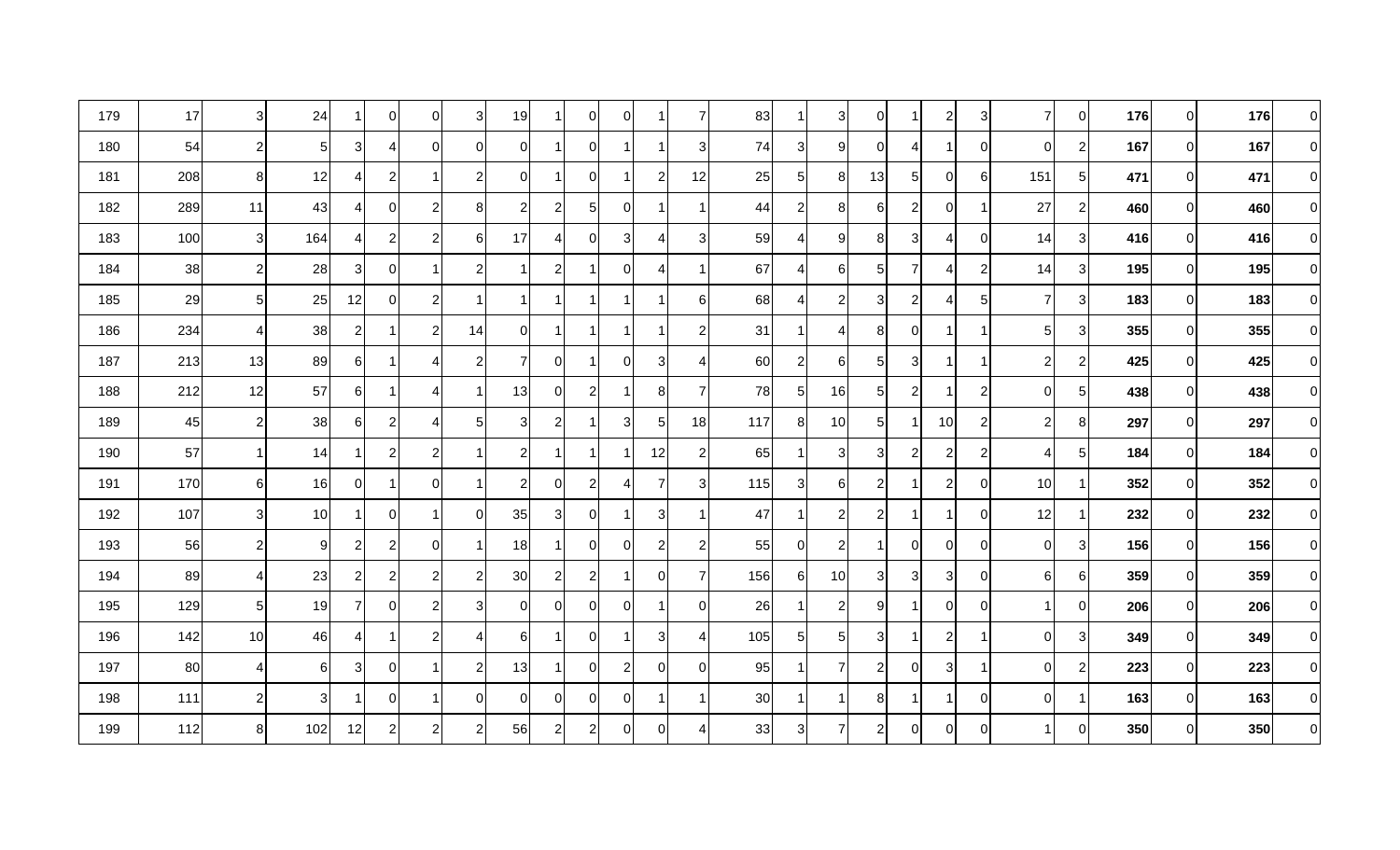| | | | | | | | | | | | | | | | | | | | | | | | | | | | |
|---|---|---|---|---|---|---|---|---|---|---|---|---|---|---|---|---|---|---|---|---|---|---|---|---|---|---|---|
| 179 | 17 | 3 | 24 | 1 | 0 | 0 | 3 | 19 | 1 | 0 | 0 | 1 | 7 | 83 | 1 | 3 | 0 | 1 | 2 | 3 | 7 | 0 | **176** | 0 | **176** | 0 |
| 180 | 54 | 2 | 5 | 3 | 4 | 0 | 0 | 0 | 1 | 0 | 1 | 1 | 3 | 74 | 3 | 9 | 0 | 4 | 1 | 0 | 0 | 2 | **167** | 0 | **167** | 0 |
| 181 | 208 | 8 | 12 | 4 | 2 | 1 | 2 | 0 | 1 | 0 | 1 | 2 | 12 | 25 | 5 | 8 | 13 | 5 | 0 | 6 | 151 | 5 | **471** | 0 | **471** | 0 |
| 182 | 289 | 11 | 43 | 4 | 0 | 2 | 8 | 2 | 2 | 5 | 0 | 1 | 1 | 44 | 2 | 8 | 6 | 2 | 0 | 1 | 27 | 2 | **460** | 0 | **460** | 0 |
| 183 | 100 | 3 | 164 | 4 | 2 | 2 | 6 | 17 | 4 | 0 | 3 | 4 | 3 | 59 | 4 | 9 | 8 | 3 | 4 | 0 | 14 | 3 | **416** | 0 | **416** | 0 |
| 184 | 38 | 2 | 28 | 3 | 0 | 1 | 2 | 1 | 2 | 1 | 0 | 4 | 1 | 67 | 4 | 6 | 5 | 7 | 4 | 2 | 14 | 3 | **195** | 0 | **195** | 0 |
| 185 | 29 | 5 | 25 | 12 | 0 | 2 | 1 | 1 | 1 | 1 | 1 | 1 | 6 | 68 | 4 | 2 | 3 | 2 | 4 | 5 | 7 | 3 | **183** | 0 | **183** | 0 |
| 186 | 234 | 4 | 38 | 2 | 1 | 2 | 14 | 0 | 1 | 1 | 1 | 1 | 2 | 31 | 1 | 4 | 8 | 0 | 1 | 1 | 5 | 3 | **355** | 0 | **355** | 0 |
| 187 | 213 | 13 | 89 | 6 | 1 | 4 | 2 | 7 | 0 | 1 | 0 | 3 | 4 | 60 | 2 | 6 | 5 | 3 | 1 | 1 | 2 | 2 | **425** | 0 | **425** | 0 |
| 188 | 212 | 12 | 57 | 6 | 1 | 4 | 1 | 13 | 0 | 2 | 1 | 8 | 7 | 78 | 5 | 16 | 5 | 2 | 1 | 2 | 0 | 5 | **438** | 0 | **438** | 0 |
| 189 | 45 | 2 | 38 | 6 | 2 | 4 | 5 | 3 | 2 | 1 | 3 | 5 | 18 | 117 | 8 | 10 | 5 | 1 | 10 | 2 | 2 | 8 | **297** | 0 | **297** | 0 |
| 190 | 57 | 1 | 14 | 1 | 2 | 2 | 1 | 2 | 1 | 1 | 1 | 12 | 2 | 65 | 1 | 3 | 3 | 2 | 2 | 2 | 4 | 5 | **184** | 0 | **184** | 0 |
| 191 | 170 | 6 | 16 | 0 | 1 | 0 | 1 | 2 | 0 | 2 | 4 | 7 | 3 | 115 | 3 | 6 | 2 | 1 | 2 | 0 | 10 | 1 | **352** | 0 | **352** | 0 |
| 192 | 107 | 3 | 10 | 1 | 0 | 1 | 0 | 35 | 3 | 0 | 1 | 3 | 1 | 47 | 1 | 2 | 2 | 1 | 1 | 0 | 12 | 1 | **232** | 0 | **232** | 0 |
| 193 | 56 | 2 | 9 | 2 | 2 | 0 | 1 | 18 | 1 | 0 | 0 | 2 | 2 | 55 | 0 | 2 | 1 | 0 | 0 | 0 | 0 | 3 | **156** | 0 | **156** | 0 |
| 194 | 89 | 4 | 23 | 2 | 2 | 2 | 2 | 30 | 2 | 2 | 1 | 0 | 7 | 156 | 6 | 10 | 3 | 3 | 3 | 0 | 6 | 6 | **359** | 0 | **359** | 0 |
| 195 | 129 | 5 | 19 | 7 | 0 | 2 | 3 | 0 | 0 | 0 | 0 | 1 | 0 | 26 | 1 | 2 | 9 | 1 | 0 | 0 | 1 | 0 | **206** | 0 | **206** | 0 |
| 196 | 142 | 10 | 46 | 4 | 1 | 2 | 4 | 6 | 1 | 0 | 1 | 3 | 4 | 105 | 5 | 5 | 3 | 1 | 2 | 1 | 0 | 3 | **349** | 0 | **349** | 0 |
| 197 | 80 | 4 | 6 | 3 | 0 | 1 | 2 | 13 | 1 | 0 | 2 | 0 | 0 | 95 | 1 | 7 | 2 | 0 | 3 | 1 | 0 | 2 | **223** | 0 | **223** | 0 |
| 198 | 111 | 2 | 3 | 1 | 0 | 1 | 0 | 0 | 0 | 0 | 0 | 1 | 1 | 30 | 1 | 1 | 8 | 1 | 1 | 0 | 0 | 1 | **163** | 0 | **163** | 0 |
| 199 | 112 | 8 | 102 | 12 | 2 | 2 | 2 | 56 | 2 | 2 | 0 | 0 | 4 | 33 | 3 | 7 | 2 | 0 | 0 | 0 | 1 | 0 | **350** | 0 | **350** | 0 |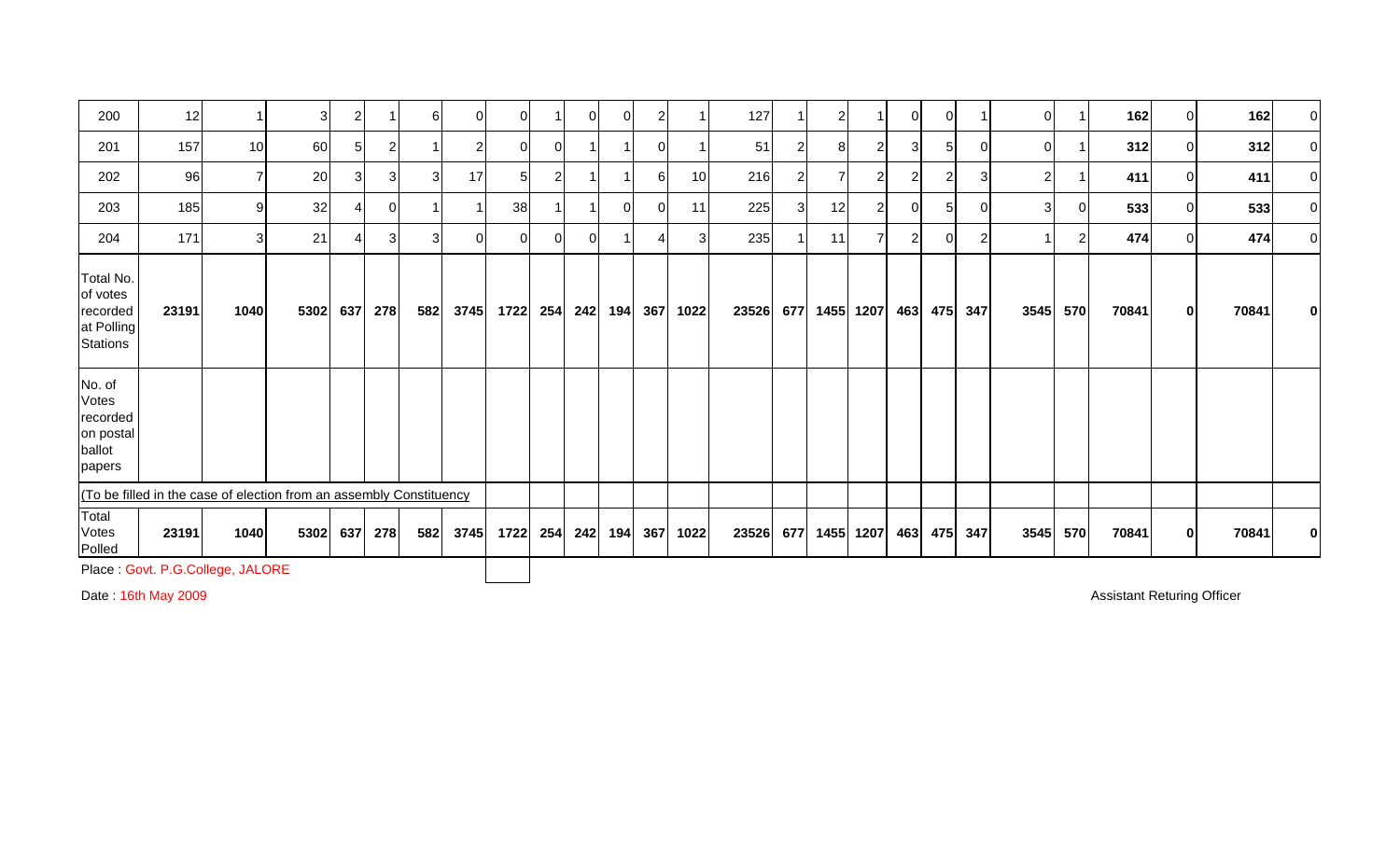| | | | | | | | | | | | | | | | | | | | | | | | | | | | | |
|---|---|---|---|---|---|---|---|---|---|---|---|---|---|---|---|---|---|---|---|---|---|---|---|---|---|---|---|---|
| 200 | 12 | 1 | 3 | 2 | 1 | 6 | 0 | 0 | 1 | 0 | 0 | 2 | 1 | 127 | 1 | 2 | 1 | 0 | 0 | 1 | 0 | 1 | **162** | 0 | **162** | 0 |
| 201 | 157 | 10 | 60 | 5 | 2 | 1 | 2 | 0 | 0 | 1 | 1 | 0 | 1 | 51 | 2 | 8 | 2 | 3 | 5 | 0 | 0 | 1 | **312** | 0 | **312** | 0 |
| 202 | 96 | 7 | 20 | 3 | 3 | 3 | 17 | 5 | 2 | 1 | 1 | 6 | 10 | 216 | 2 | 7 | 2 | 2 | 2 | 3 | 2 | 1 | **411** | 0 | **411** | 0 |
| 203 | 185 | 9 | 32 | 4 | 0 | 1 | 1 | 38 | 1 | 1 | 0 | 0 | 11 | 225 | 3 | 12 | 2 | 0 | 5 | 0 | 3 | 0 | **533** | 0 | **533** | 0 |
| 204 | 171 | 3 | 21 | 4 | 3 | 3 | 0 | 0 | 0 | 0 | 1 | 4 | 3 | 235 | 1 | 11 | 7 | 2 | 0 | 2 | 1 | 2 | **474** | 0 | **474** | 0 |
| Total No. of votes recorded at Polling Stations | **23191** | **1040** | **5302** | **637** | **278** | **582** | **3745** | **1722** | **254** | **242** | **194** | **367** | **1022** | **23526** | **677** | **1455** | **1207** | **463** | **475** | **347** | **3545** | **570** | **70841** | **0** | **70841** | **0** |
| No. of Votes recorded on postal ballot papers | | | | | | | | | | | | | | | | | | | | | | | | | | |
| (To be filled in the case of election from an assembly Constituency | | | | | | | | | | | | | | | | | | | | | | | | | | |
| Total Votes Polled | **23191** | **1040** | **5302** | **637** | **278** | **582** | **3745** | **1722** | **254** | **242** | **194** | **367** | **1022** | **23526** | **677** | **1455** | **1207** | **463** | **475** | **347** | **3545** | **570** | **70841** | **0** | **70841** | **0** |

Place : Govt. P.G.College, JALORE

Date : 16th May 2009

Assistant Returing Officer